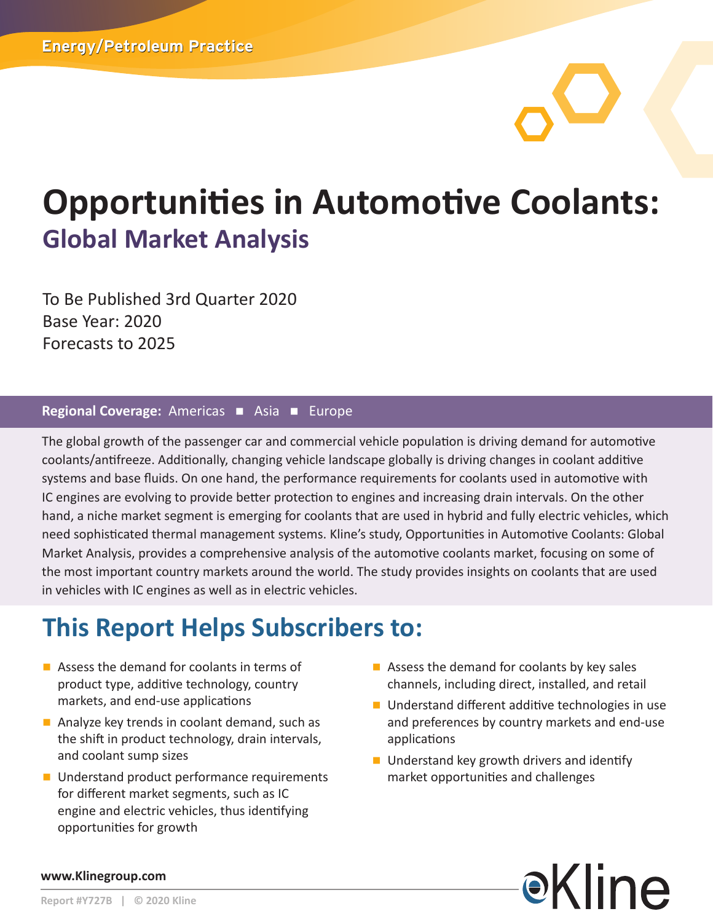Energy/Petroleum Practice

# Opportunities in Automotive Coolants:

## Global Market Analysis

To Be Published 3rd Quarter 2020
Base Year: 2020
Forecasts to 2025

**Regional Coverage:** Americas ■ Asia ■ Europe

The global growth of the passenger car and commercial vehicle population is driving demand for automotive coolants/antifreeze. Additionally, changing vehicle landscape globally is driving changes in coolant additive systems and base fluids. On one hand, the performance requirements for coolants used in automotive with IC engines are evolving to provide better protection to engines and increasing drain intervals. On the other hand, a niche market segment is emerging for coolants that are used in hybrid and fully electric vehicles, which need sophisticated thermal management systems. Kline's study, Opportunities in Automotive Coolants: Global Market Analysis, provides a comprehensive analysis of the automotive coolants market, focusing on some of the most important country markets around the world. The study provides insights on coolants that are used in vehicles with IC engines as well as in electric vehicles.

## This Report Helps Subscribers to:

- Assess the demand for coolants in terms of product type, additive technology, country markets, and end-use applications
- Analyze key trends in coolant demand, such as the shift in product technology, drain intervals, and coolant sump sizes
- Understand product performance requirements for different market segments, such as IC engine and electric vehicles, thus identifying opportunities for growth
- Assess the demand for coolants by key sales channels, including direct, installed, and retail
- Understand different additive technologies in use and preferences by country markets and end-use applications
- Understand key growth drivers and identify market opportunities and challenges

www.Klinegroup.com

Report #Y727B | © 2020 Kline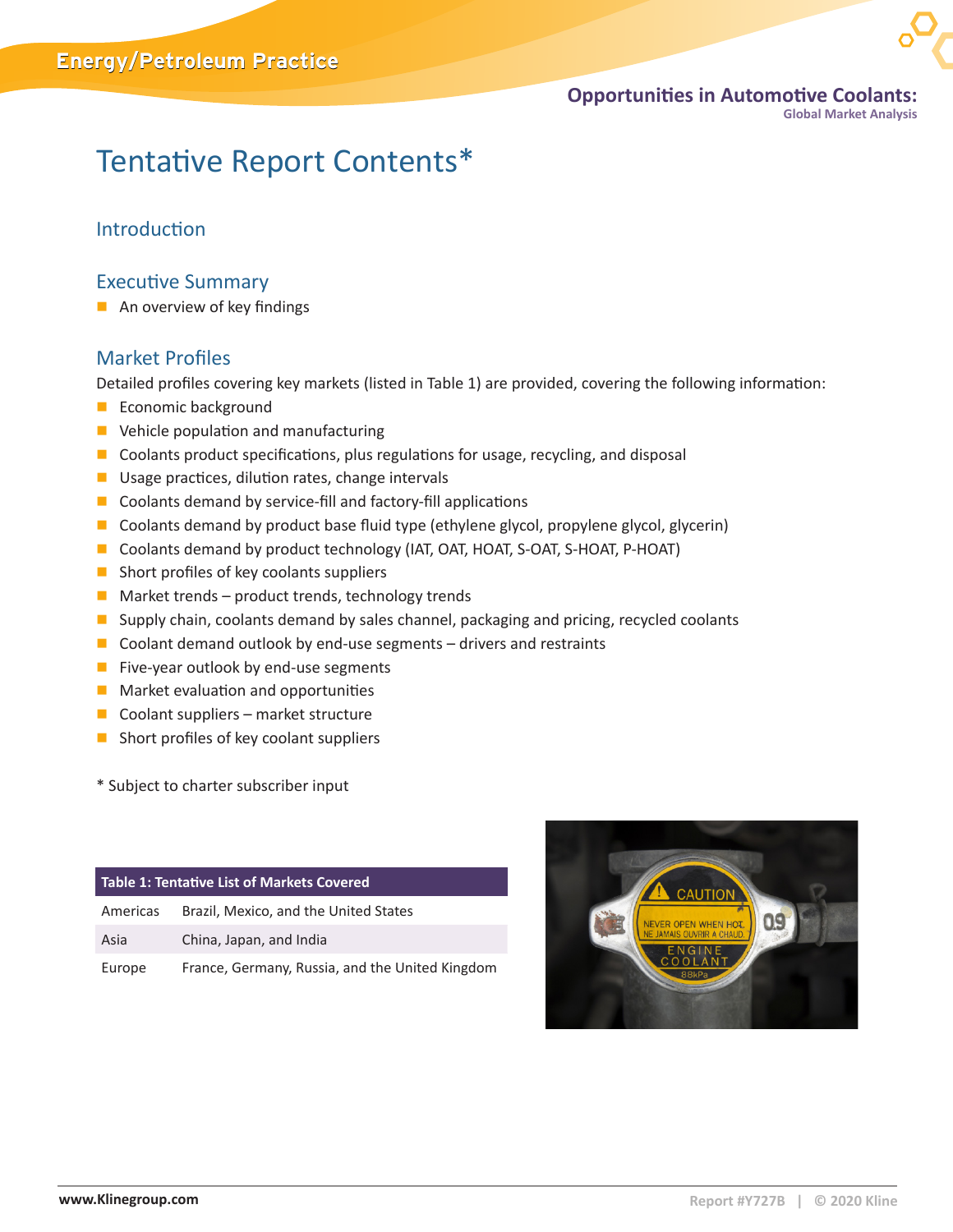# Tentative Report Contents*

## Introduction

## Executive Summary

- An overview of key findings

## Market Profiles

Detailed profiles covering key markets (listed in Table 1) are provided, covering the following information:

- Economic background
- Vehicle population and manufacturing
- Coolants product specifications, plus regulations for usage, recycling, and disposal
- Usage practices, dilution rates, change intervals
- Coolants demand by service-fill and factory-fill applications
- Coolants demand by product base fluid type (ethylene glycol, propylene glycol, glycerin)
- Coolants demand by product technology (IAT, OAT, HOAT, S-OAT, S-HOAT, P-HOAT)
- Short profiles of key coolants suppliers
- Market trends – product trends, technology trends
- Supply chain, coolants demand by sales channel, packaging and pricing, recycled coolants
- Coolant demand outlook by end-use segments – drivers and restraints
- Five-year outlook by end-use segments
- Market evaluation and opportunities
- Coolant suppliers – market structure
- Short profiles of key coolant suppliers

* Subject to charter subscriber input

| Table 1: Tentative List of Markets Covered | |
|---|---|
| Americas | Brazil, Mexico, and the United States |
| Asia | China, Japan, and India |
| Europe | France, Germany, Russia, and the United Kingdom |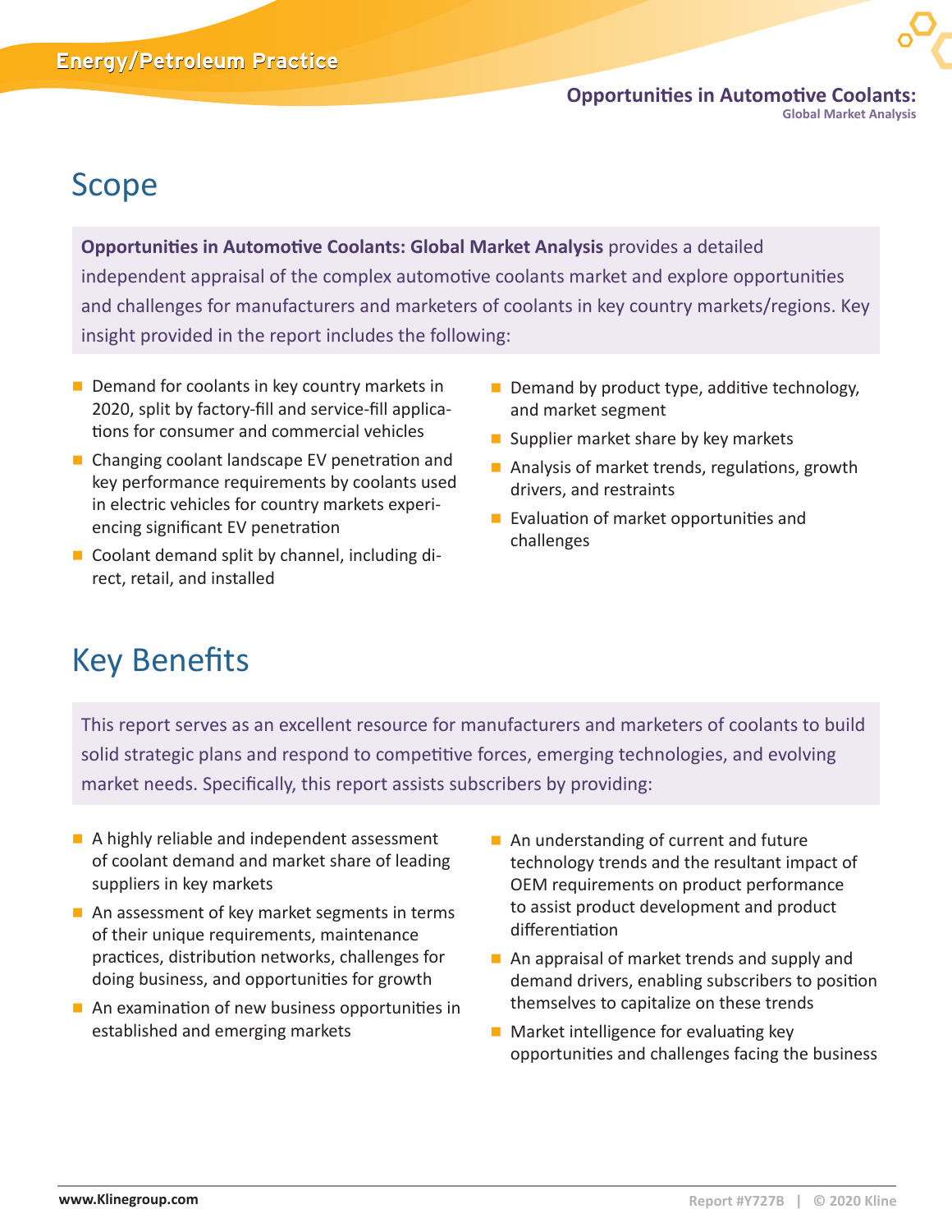# Scope

**Opportunities in Automotive Coolants: Global Market Analysis** provides a detailed independent appraisal of the complex automotive coolants market and explore opportunities and challenges for manufacturers and marketers of coolants in key country markets/regions. Key insight provided in the report includes the following:

- Demand for coolants in key country markets in 2020, split by factory-fill and service-fill applications for consumer and commercial vehicles
- Changing coolant landscape EV penetration and key performance requirements by coolants used in electric vehicles for country markets experiencing significant EV penetration
- Coolant demand split by channel, including direct, retail, and installed
- Demand by product type, additive technology, and market segment
- Supplier market share by key markets
- Analysis of market trends, regulations, growth drivers, and restraints
- Evaluation of market opportunities and challenges

# Key Benefits

This report serves as an excellent resource for manufacturers and marketers of coolants to build solid strategic plans and respond to competitive forces, emerging technologies, and evolving market needs. Specifically, this report assists subscribers by providing:

- A highly reliable and independent assessment of coolant demand and market share of leading suppliers in key markets
- An assessment of key market segments in terms of their unique requirements, maintenance practices, distribution networks, challenges for doing business, and opportunities for growth
- An examination of new business opportunities in established and emerging markets
- An understanding of current and future technology trends and the resultant impact of OEM requirements on product performance to assist product development and product differentiation
- An appraisal of market trends and supply and demand drivers, enabling subscribers to position themselves to capitalize on these trends
- Market intelligence for evaluating key opportunities and challenges facing the business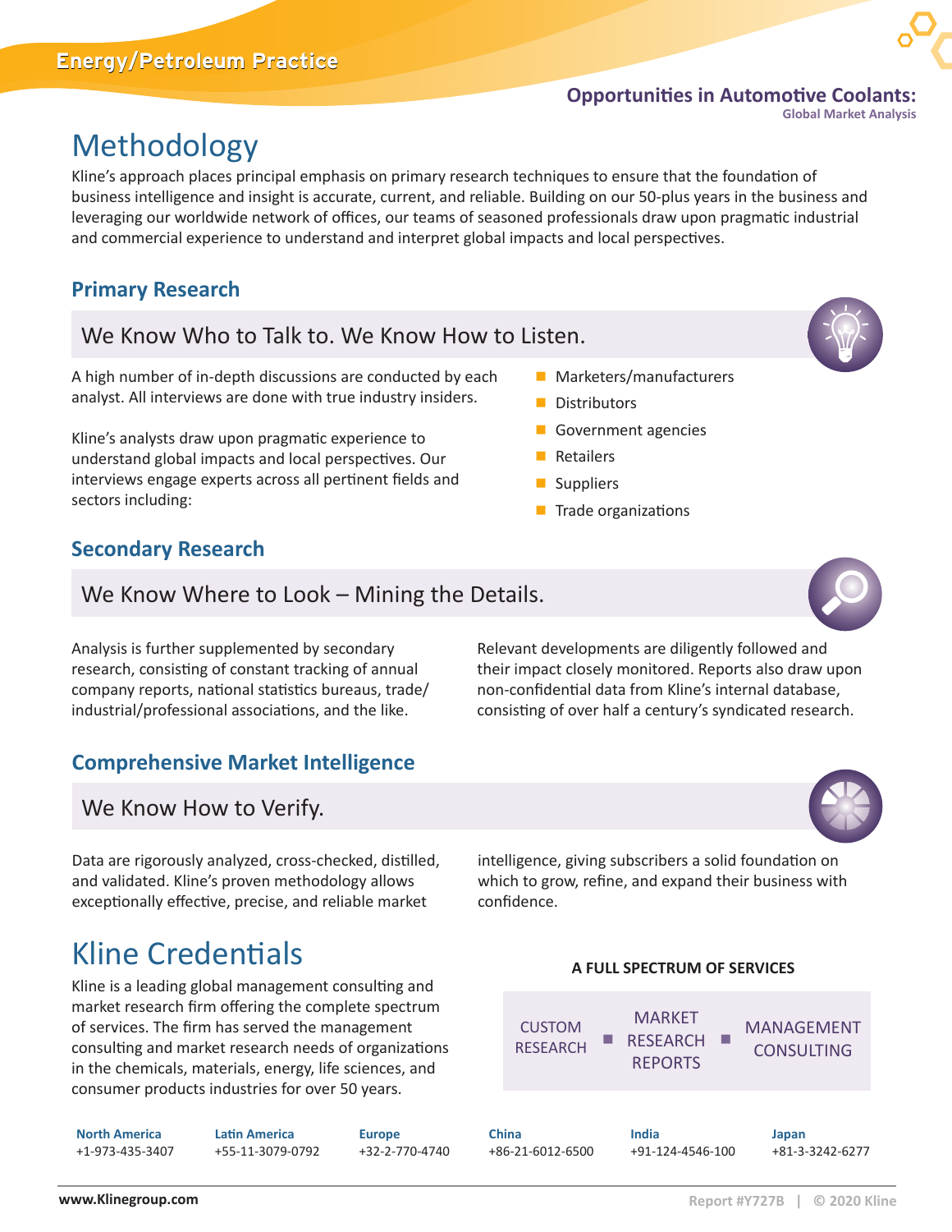# Methodology

Kline's approach places principal emphasis on primary research techniques to ensure that the foundation of business intelligence and insight is accurate, current, and reliable. Building on our 50-plus years in the business and leveraging our worldwide network of offices, our teams of seasoned professionals draw upon pragmatic industrial and commercial experience to understand and interpret global impacts and local perspectives.

## Primary Research

### We Know Who to Talk to. We Know How to Listen.

A high number of in-depth discussions are conducted by each analyst. All interviews are done with true industry insiders.

Kline's analysts draw upon pragmatic experience to understand global impacts and local perspectives. Our interviews engage experts across all pertinent fields and sectors including:

- Marketers/manufacturers
- Distributors
- Government agencies
- Retailers
- Suppliers
- Trade organizations

## Secondary Research

### We Know Where to Look – Mining the Details.

Analysis is further supplemented by secondary research, consisting of constant tracking of annual company reports, national statistics bureaus, trade/industrial/professional associations, and the like.

Relevant developments are diligently followed and their impact closely monitored. Reports also draw upon non-confidential data from Kline's internal database, consisting of over half a century's syndicated research.

## Comprehensive Market Intelligence

### We Know How to Verify.

Data are rigorously analyzed, cross-checked, distilled, and validated. Kline's proven methodology allows exceptionally effective, precise, and reliable market intelligence, giving subscribers a solid foundation on which to grow, refine, and expand their business with confidence.

# Kline Credentials

Kline is a leading global management consulting and market research firm offering the complete spectrum of services. The firm has served the management consulting and market research needs of organizations in the chemicals, materials, energy, life sciences, and consumer products industries for over 50 years.

**A FULL SPECTRUM OF SERVICES**

CUSTOM RESEARCH ■ MARKET RESEARCH REPORTS ■ MANAGEMENT CONSULTING

| North America | Latin America | Europe | China | India | Japan |
|---|---|---|---|---|---|
| +1-973-435-3407 | +55-11-3079-0792 | +32-2-770-4740 | +86-21-6012-6500 | +91-124-4546-100 | +81-3-3242-6277 |

www.Klinegroup.com

Report #Y727B | © 2020 Kline